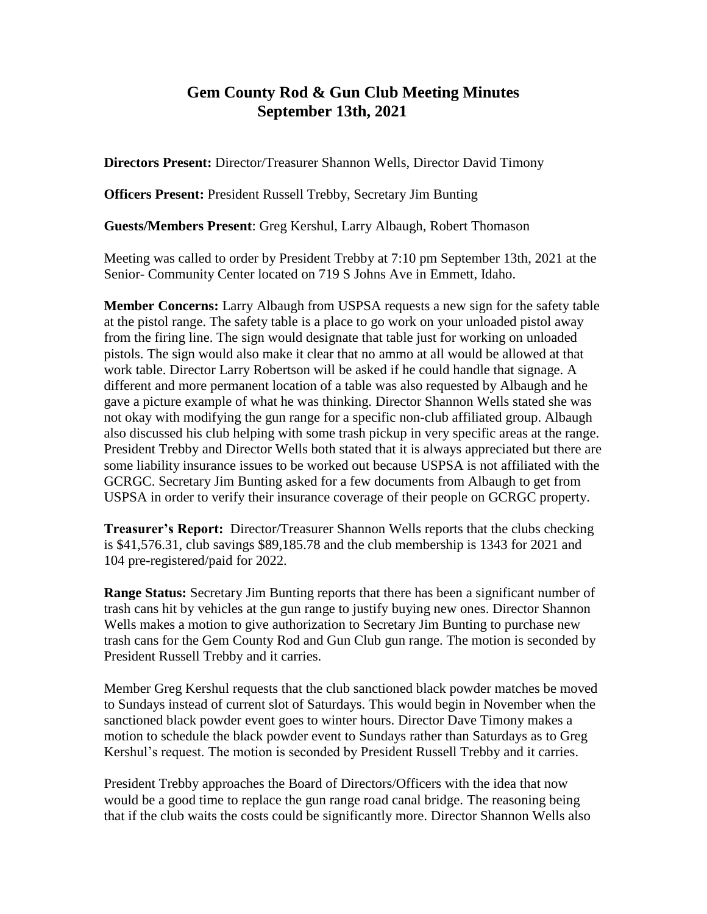# Gem County Rod & Gun Club Meeting Minutes
## September 13th, 2021

**Directors Present:** Director/Treasurer Shannon Wells, Director David Timony

**Officers Present:** President Russell Trebby, Secretary Jim Bunting

**Guests/Members Present**: Greg Kershul, Larry Albaugh, Robert Thomason

Meeting was called to order by President Trebby at 7:10 pm September 13th, 2021 at the Senior- Community Center located on 719 S Johns Ave in Emmett, Idaho.

**Member Concerns:** Larry Albaugh from USPSA requests a new sign for the safety table at the pistol range. The safety table is a place to go work on your unloaded pistol away from the firing line. The sign would designate that table just for working on unloaded pistols. The sign would also make it clear that no ammo at all would be allowed at that work table. Director Larry Robertson will be asked if he could handle that signage. A different and more permanent location of a table was also requested by Albaugh and he gave a picture example of what he was thinking. Director Shannon Wells stated she was not okay with modifying the gun range for a specific non-club affiliated group. Albaugh also discussed his club helping with some trash pickup in very specific areas at the range. President Trebby and Director Wells both stated that it is always appreciated but there are some liability insurance issues to be worked out because USPSA is not affiliated with the GCRGC. Secretary Jim Bunting asked for a few documents from Albaugh to get from USPSA in order to verify their insurance coverage of their people on GCRGC property.

**Treasurer's Report:** Director/Treasurer Shannon Wells reports that the clubs checking is $41,576.31, club savings $89,185.78 and the club membership is 1343 for 2021 and 104 pre-registered/paid for 2022.

**Range Status:** Secretary Jim Bunting reports that there has been a significant number of trash cans hit by vehicles at the gun range to justify buying new ones. Director Shannon Wells makes a motion to give authorization to Secretary Jim Bunting to purchase new trash cans for the Gem County Rod and Gun Club gun range. The motion is seconded by President Russell Trebby and it carries.

Member Greg Kershul requests that the club sanctioned black powder matches be moved to Sundays instead of current slot of Saturdays. This would begin in November when the sanctioned black powder event goes to winter hours. Director Dave Timony makes a motion to schedule the black powder event to Sundays rather than Saturdays as to Greg Kershul's request. The motion is seconded by President Russell Trebby and it carries.

President Trebby approaches the Board of Directors/Officers with the idea that now would be a good time to replace the gun range road canal bridge. The reasoning being that if the club waits the costs could be significantly more. Director Shannon Wells also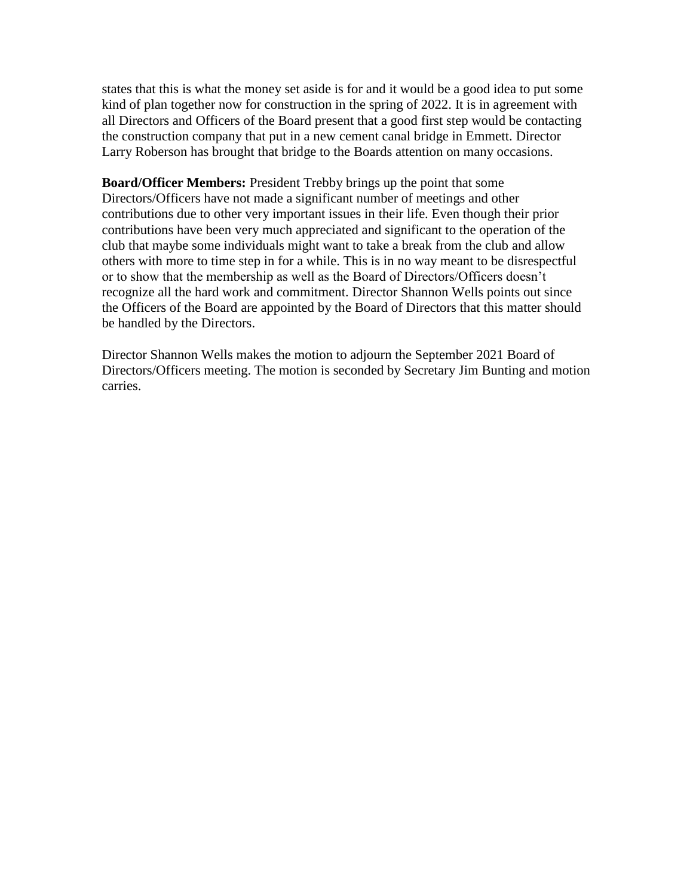states that this is what the money set aside is for and it would be a good idea to put some kind of plan together now for construction in the spring of 2022. It is in agreement with all Directors and Officers of the Board present that a good first step would be contacting the construction company that put in a new cement canal bridge in Emmett. Director Larry Roberson has brought that bridge to the Boards attention on many occasions.

**Board/Officer Members:** President Trebby brings up the point that some Directors/Officers have not made a significant number of meetings and other contributions due to other very important issues in their life. Even though their prior contributions have been very much appreciated and significant to the operation of the club that maybe some individuals might want to take a break from the club and allow others with more to time step in for a while. This is in no way meant to be disrespectful or to show that the membership as well as the Board of Directors/Officers doesn't recognize all the hard work and commitment. Director Shannon Wells points out since the Officers of the Board are appointed by the Board of Directors that this matter should be handled by the Directors.

Director Shannon Wells makes the motion to adjourn the September 2021 Board of Directors/Officers meeting. The motion is seconded by Secretary Jim Bunting and motion carries.